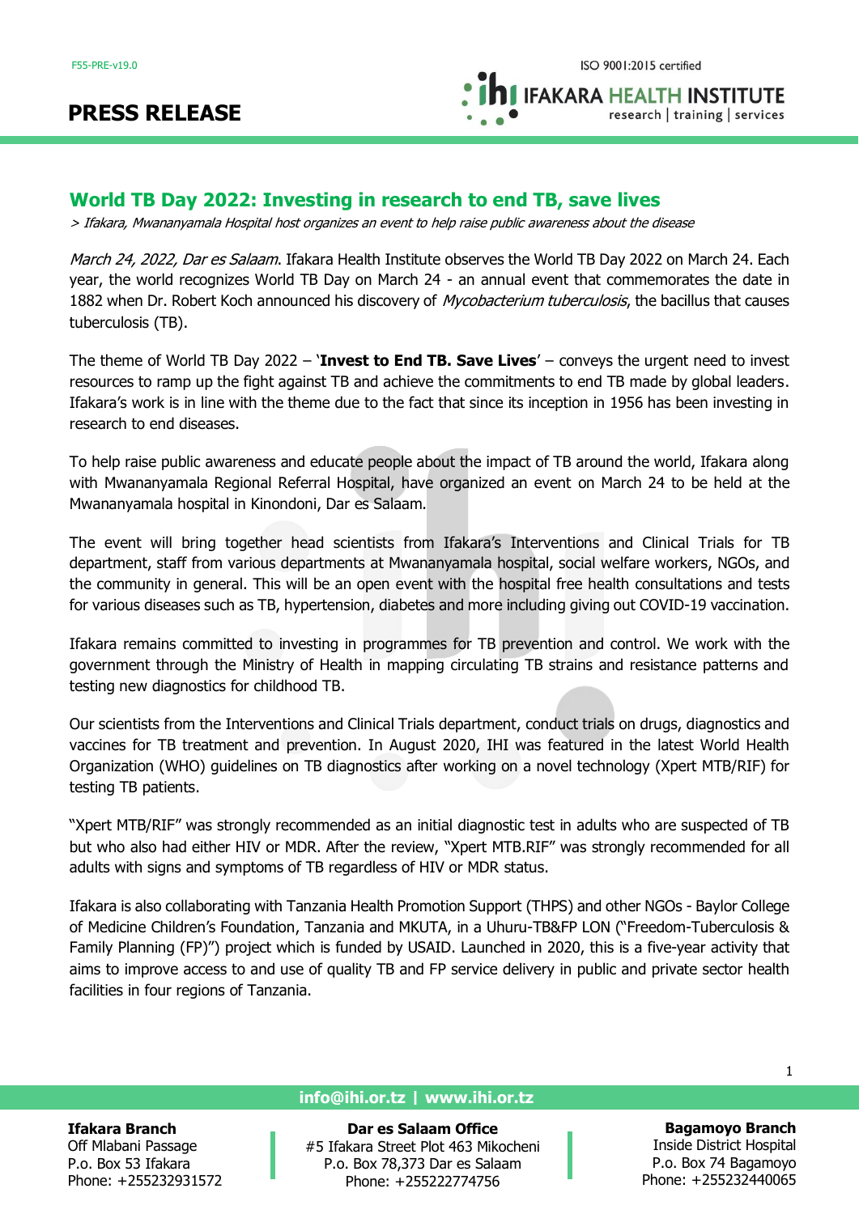# PRESS RELEASE

## World TB Day 2022: Investing in research to end TB, save lives

*> Ifakara, Mwananyamala Hospital host organizes an event to help raise public awareness about the disease*

*March 24, 2022, Dar es Salaam*. Ifakara Health Institute observes the World TB Day 2022 on March 24. Each year, the world recognizes World TB Day on March 24 - an annual event that commemorates the date in 1882 when Dr. Robert Koch announced his discovery of *Mycobacterium tuberculosis*, the bacillus that causes tuberculosis (TB).

The theme of World TB Day 2022 – '**Invest to End TB. Save Lives**' – conveys the urgent need to invest resources to ramp up the fight against TB and achieve the commitments to end TB made by global leaders. Ifakara's work is in line with the theme due to the fact that since its inception in 1956 has been investing in research to end diseases.

To help raise public awareness and educate people about the impact of TB around the world, Ifakara along with Mwananyamala Regional Referral Hospital, have organized an event on March 24 to be held at the Mwananyamala hospital in Kinondoni, Dar es Salaam.

The event will bring together head scientists from Ifakara's Interventions and Clinical Trials for TB department, staff from various departments at Mwananyamala hospital, social welfare workers, NGOs, and the community in general. This will be an open event with the hospital free health consultations and tests for various diseases such as TB, hypertension, diabetes and more including giving out COVID-19 vaccination.

Ifakara remains committed to investing in programmes for TB prevention and control. We work with the government through the Ministry of Health in mapping circulating TB strains and resistance patterns and testing new diagnostics for childhood TB.

Our scientists from the Interventions and Clinical Trials department, conduct trials on drugs, diagnostics and vaccines for TB treatment and prevention. In August 2020, IHI was featured in the latest World Health Organization (WHO) guidelines on TB diagnostics after working on a novel technology (Xpert MTB/RIF) for testing TB patients.

"Xpert MTB/RIF" was strongly recommended as an initial diagnostic test in adults who are suspected of TB but who also had either HIV or MDR. After the review, "Xpert MTB.RIF" was strongly recommended for all adults with signs and symptoms of TB regardless of HIV or MDR status.

Ifakara is also collaborating with Tanzania Health Promotion Support (THPS) and other NGOs - Baylor College of Medicine Children's Foundation, Tanzania and MKUTA, in a Uhuru-TB&FP LON ("Freedom-Tuberculosis & Family Planning (FP)") project which is funded by USAID. Launched in 2020, this is a five-year activity that aims to improve access to and use of quality TB and FP service delivery in public and private sector health facilities in four regions of Tanzania.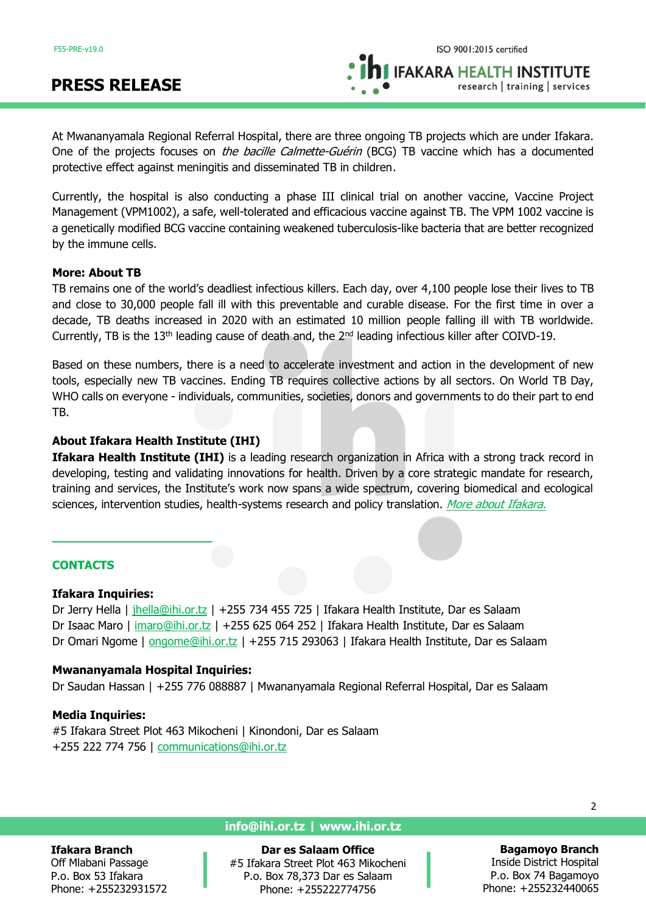At Mwananyamala Regional Referral Hospital, there are three ongoing TB projects which are under Ifakara. One of the projects focuses on *the bacille Calmette-Guérin* (BCG) TB vaccine which has a documented protective effect against meningitis and disseminated TB in children.

Currently, the hospital is also conducting a phase III clinical trial on another vaccine, Vaccine Project Management (VPM1002), a safe, well-tolerated and efficacious vaccine against TB. The VPM 1002 vaccine is a genetically modified BCG vaccine containing weakened tuberculosis-like bacteria that are better recognized by the immune cells.

**More: About TB**

TB remains one of the world's deadliest infectious killers. Each day, over 4,100 people lose their lives to TB and close to 30,000 people fall ill with this preventable and curable disease. For the first time in over a decade, TB deaths increased in 2020 with an estimated 10 million people falling ill with TB worldwide. Currently, TB is the 13th leading cause of death and, the 2nd leading infectious killer after COIVD-19.

Based on these numbers, there is a need to accelerate investment and action in the development of new tools, especially new TB vaccines. Ending TB requires collective actions by all sectors. On World TB Day, WHO calls on everyone - individuals, communities, societies, donors and governments to do their part to end TB.

**About Ifakara Health Institute (IHI)**

**Ifakara Health Institute (IHI)** is a leading research organization in Africa with a strong track record in developing, testing and validating innovations for health. Driven by a core strategic mandate for research, training and services, the Institute's work now spans a wide spectrum, covering biomedical and ecological sciences, intervention studies, health-systems research and policy translation. *More about Ifakara.*

---

## CONTACTS

**Ifakara Inquiries:**

Dr Jerry Hella | jhella@ihi.or.tz | +255 734 455 725 | Ifakara Health Institute, Dar es Salaam
Dr Isaac Maro | imaro@ihi.or.tz | +255 625 064 252 | Ifakara Health Institute, Dar es Salaam
Dr Omari Ngome | ongome@ihi.or.tz | +255 715 293063 | Ifakara Health Institute, Dar es Salaam

**Mwananyamala Hospital Inquiries:**

Dr Saudan Hassan | +255 776 088887 | Mwananyamala Regional Referral Hospital, Dar es Salaam

**Media Inquiries:**

#5 Ifakara Street Plot 463 Mikocheni | Kinondoni, Dar es Salaam
+255 222 774 756 | communications@ihi.or.tz